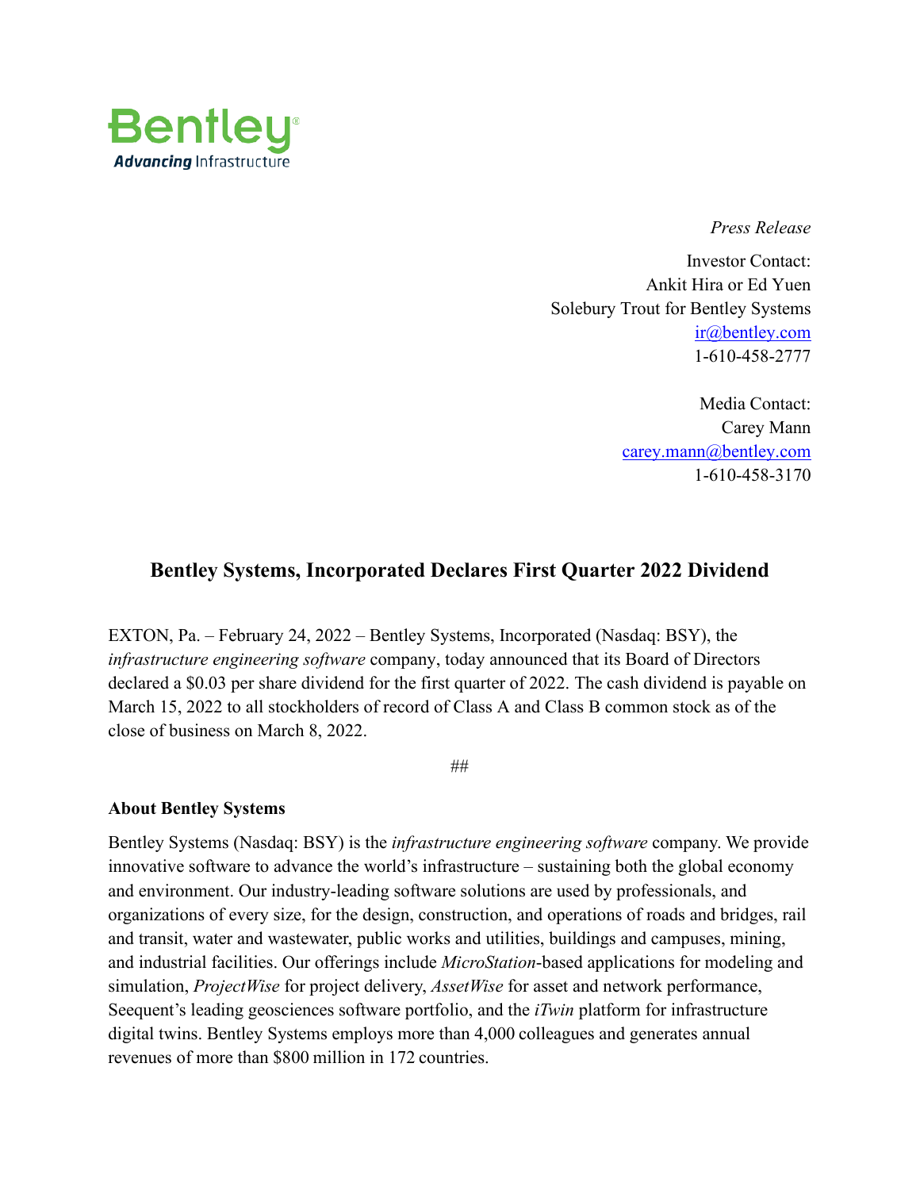Bentley
Advancing Infrastructure

*Press Release*

Investor Contact:
Ankit Hira or Ed Yuen
Solebury Trout for Bentley Systems
ir@bentley.com
1-610-458-2777

Media Contact:
Carey Mann
carey.mann@bentley.com
1-610-458-3170

## Bentley Systems, Incorporated Declares First Quarter 2022 Dividend

EXTON, Pa. – February 24, 2022 – Bentley Systems, Incorporated (Nasdaq: BSY), the *infrastructure engineering software* company, today announced that its Board of Directors declared a $0.03 per share dividend for the first quarter of 2022. The cash dividend is payable on March 15, 2022 to all stockholders of record of Class A and Class B common stock as of the close of business on March 8, 2022.

##

**About Bentley Systems**

Bentley Systems (Nasdaq: BSY) is the *infrastructure engineering software* company. We provide innovative software to advance the world's infrastructure – sustaining both the global economy and environment. Our industry-leading software solutions are used by professionals, and organizations of every size, for the design, construction, and operations of roads and bridges, rail and transit, water and wastewater, public works and utilities, buildings and campuses, mining, and industrial facilities. Our offerings include *MicroStation*-based applications for modeling and simulation, *ProjectWise* for project delivery, *AssetWise* for asset and network performance, Seequent's leading geosciences software portfolio, and the *iTwin* platform for infrastructure digital twins. Bentley Systems employs more than 4,000 colleagues and generates annual revenues of more than $800 million in 172 countries.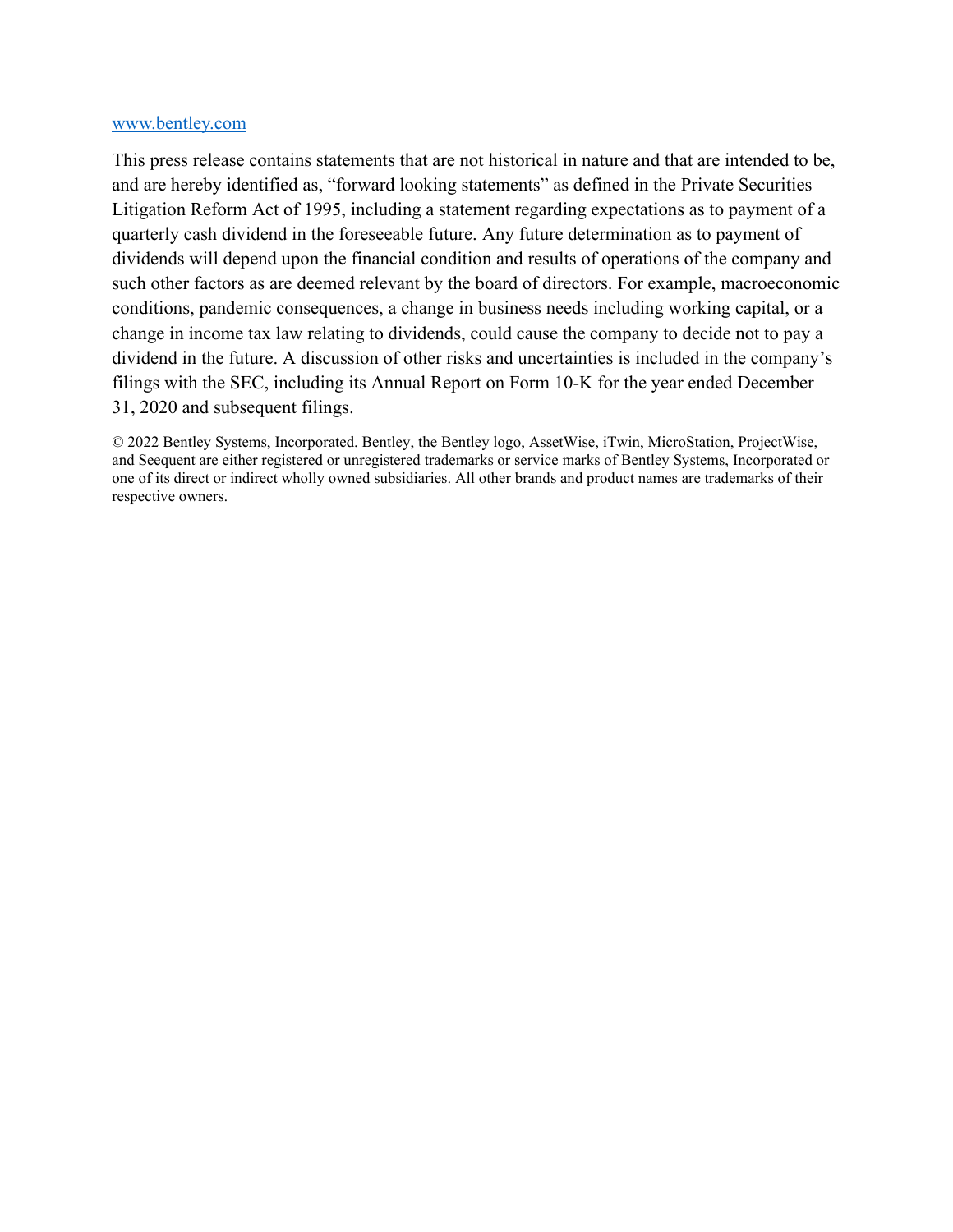[www.bentley.com](http://www.bentley.com)

This press release contains statements that are not historical in nature and that are intended to be, and are hereby identified as, “forward looking statements” as defined in the Private Securities Litigation Reform Act of 1995, including a statement regarding expectations as to payment of a quarterly cash dividend in the foreseeable future. Any future determination as to payment of dividends will depend upon the financial condition and results of operations of the company and such other factors as are deemed relevant by the board of directors. For example, macroeconomic conditions, pandemic consequences, a change in business needs including working capital, or a change in income tax law relating to dividends, could cause the company to decide not to pay a dividend in the future. A discussion of other risks and uncertainties is included in the company’s filings with the SEC, including its Annual Report on Form 10-K for the year ended December 31, 2020 and subsequent filings.

© 2022 Bentley Systems, Incorporated. Bentley, the Bentley logo, AssetWise, iTwin, MicroStation, ProjectWise, and Seequent are either registered or unregistered trademarks or service marks of Bentley Systems, Incorporated or one of its direct or indirect wholly owned subsidiaries. All other brands and product names are trademarks of their respective owners.